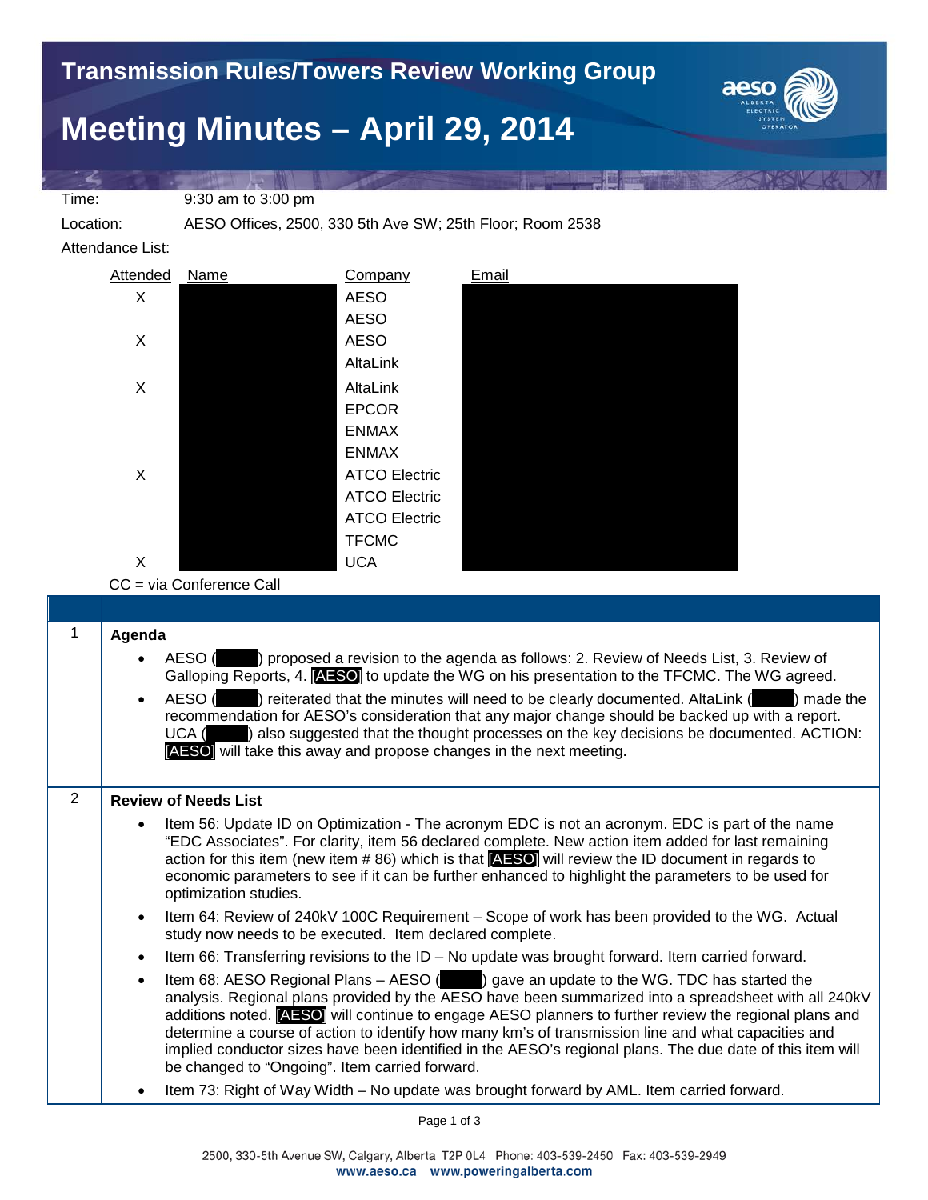# Transmission Rules/Towers Review Working Group

# Meeting Minutes – April 29, 2014

Time: 9:30 am to 3:00 pm

Location: AESO Offices, 2500, 330 5th Ave SW; 25th Floor; Room 2538

Attendance List:

| Attended | Name | Company | Email |
|---|---|---|---|
| X | | AESO | |
| | | AESO | |
| X | | AESO | |
| | | AltaLink | |
| X | | AltaLink | |
| | | EPCOR | |
| | | ENMAX | |
| | | ENMAX | |
| X | | ATCO Electric | |
| | | ATCO Electric | |
| | | ATCO Electric | |
| | | TFCMC | |
| X | | UCA | |

CC = via Conference Call

## 1 Agenda

- AESO ( ) proposed a revision to the agenda as follows: 2. Review of Needs List, 3. Review of Galloping Reports, 4. [AESO] to update the WG on his presentation to the TFCMC. The WG agreed.
- AESO ( ) reiterated that the minutes will need to be clearly documented. AltaLink ( ) made the recommendation for AESO's consideration that any major change should be backed up with a report. UCA ( ) also suggested that the thought processes on the key decisions be documented. ACTION: [AESO] will take this away and propose changes in the next meeting.

## 2 Review of Needs List

- Item 56: Update ID on Optimization - The acronym EDC is not an acronym. EDC is part of the name "EDC Associates". For clarity, item 56 declared complete. New action item added for last remaining action for this item (new item # 86) which is that [AESO] will review the ID document in regards to economic parameters to see if it can be further enhanced to highlight the parameters to be used for optimization studies.
- Item 64: Review of 240kV 100C Requirement – Scope of work has been provided to the WG. Actual study now needs to be executed. Item declared complete.
- Item 66: Transferring revisions to the ID – No update was brought forward. Item carried forward.
- Item 68: AESO Regional Plans – AESO ( ) gave an update to the WG. TDC has started the analysis. Regional plans provided by the AESO have been summarized into a spreadsheet with all 240kV additions noted. [AESO] will continue to engage AESO planners to further review the regional plans and determine a course of action to identify how many km's of transmission line and what capacities and implied conductor sizes have been identified in the AESO's regional plans. The due date of this item will be changed to "Ongoing". Item carried forward.
- Item 73: Right of Way Width – No update was brought forward by AML. Item carried forward.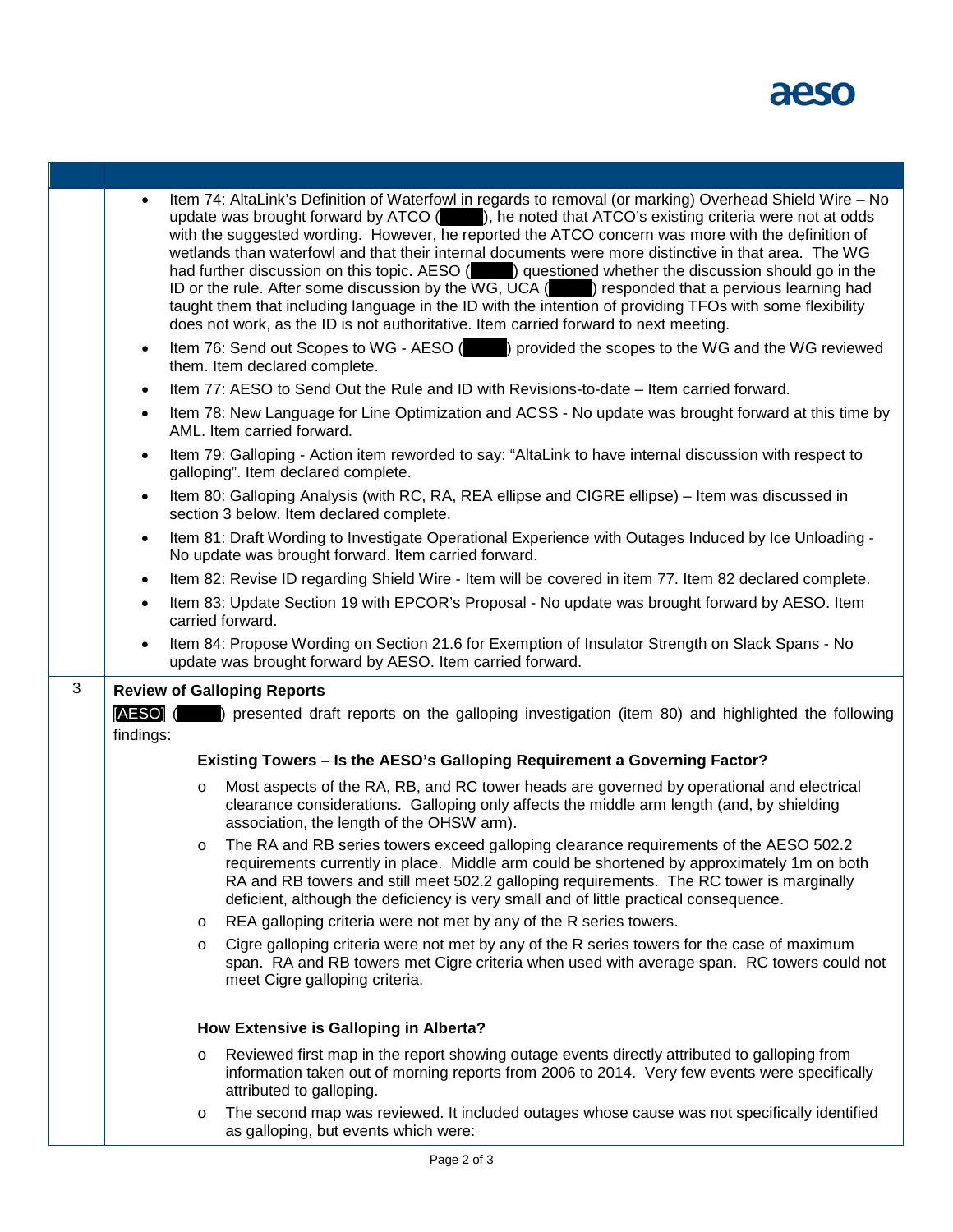| | |
|---|---|
| | • Item 74: AltaLink's Definition of Waterfowl in regards to removal (or marking) Overhead Shield Wire – No update was brought forward by ATCO (█████), he noted that ATCO's existing criteria were not at odds with the suggested wording. However, he reported the ATCO concern was more with the definition of wetlands than waterfowl and that their internal documents were more distinctive in that area. The WG had further discussion on this topic. AESO (█████) questioned whether the discussion should go in the ID or the rule. After some discussion by the WG, UCA (█████) responded that a pervious learning had taught them that including language in the ID with the intention of providing TFOs with some flexibility does not work, as the ID is not authoritative. Item carried forward to next meeting.<br>• Item 76: Send out Scopes to WG - AESO (█████) provided the scopes to the WG and the WG reviewed them. Item declared complete.<br>• Item 77: AESO to Send Out the Rule and ID with Revisions-to-date – Item carried forward.<br>• Item 78: New Language for Line Optimization and ACSS - No update was brought forward at this time by AML. Item carried forward.<br>• Item 79: Galloping - Action item reworded to say: "AltaLink to have internal discussion with respect to galloping". Item declared complete.<br>• Item 80: Galloping Analysis (with RC, RA, REA ellipse and CIGRE ellipse) – Item was discussed in section 3 below. Item declared complete.<br>• Item 81: Draft Wording to Investigate Operational Experience with Outages Induced by Ice Unloading - No update was brought forward. Item carried forward.<br>• Item 82: Revise ID regarding Shield Wire - Item will be covered in item 77. Item 82 declared complete.<br>• Item 83: Update Section 19 with EPCOR's Proposal - No update was brought forward by AESO. Item carried forward.<br>• Item 84: Propose Wording on Section 21.6 for Exemption of Insulator Strength on Slack Spans - No update was brought forward by AESO. Item carried forward. |
| 3 | **Review of Galloping Reports**<br>AESO (█████) presented draft reports on the galloping investigation (item 80) and highlighted the following findings:<br>**Existing Towers – Is the AESO's Galloping Requirement a Governing Factor?**<br>o Most aspects of the RA, RB, and RC tower heads are governed by operational and electrical clearance considerations. Galloping only affects the middle arm length (and, by shielding association, the length of the OHSW arm).<br>o The RA and RB series towers exceed galloping clearance requirements of the AESO 502.2 requirements currently in place. Middle arm could be shortened by approximately 1m on both RA and RB towers and still meet 502.2 galloping requirements. The RC tower is marginally deficient, although the deficiency is very small and of little practical consequence.<br>o REA galloping criteria were not met by any of the R series towers.<br>o Cigre galloping criteria were not met by any of the R series towers for the case of maximum span. RA and RB towers met Cigre criteria when used with average span. RC towers could not meet Cigre galloping criteria.<br>**How Extensive is Galloping in Alberta?**<br>o Reviewed first map in the report showing outage events directly attributed to galloping from information taken out of morning reports from 2006 to 2014. Very few events were specifically attributed to galloping.<br>o The second map was reviewed. It included outages whose cause was not specifically identified as galloping, but events which were: |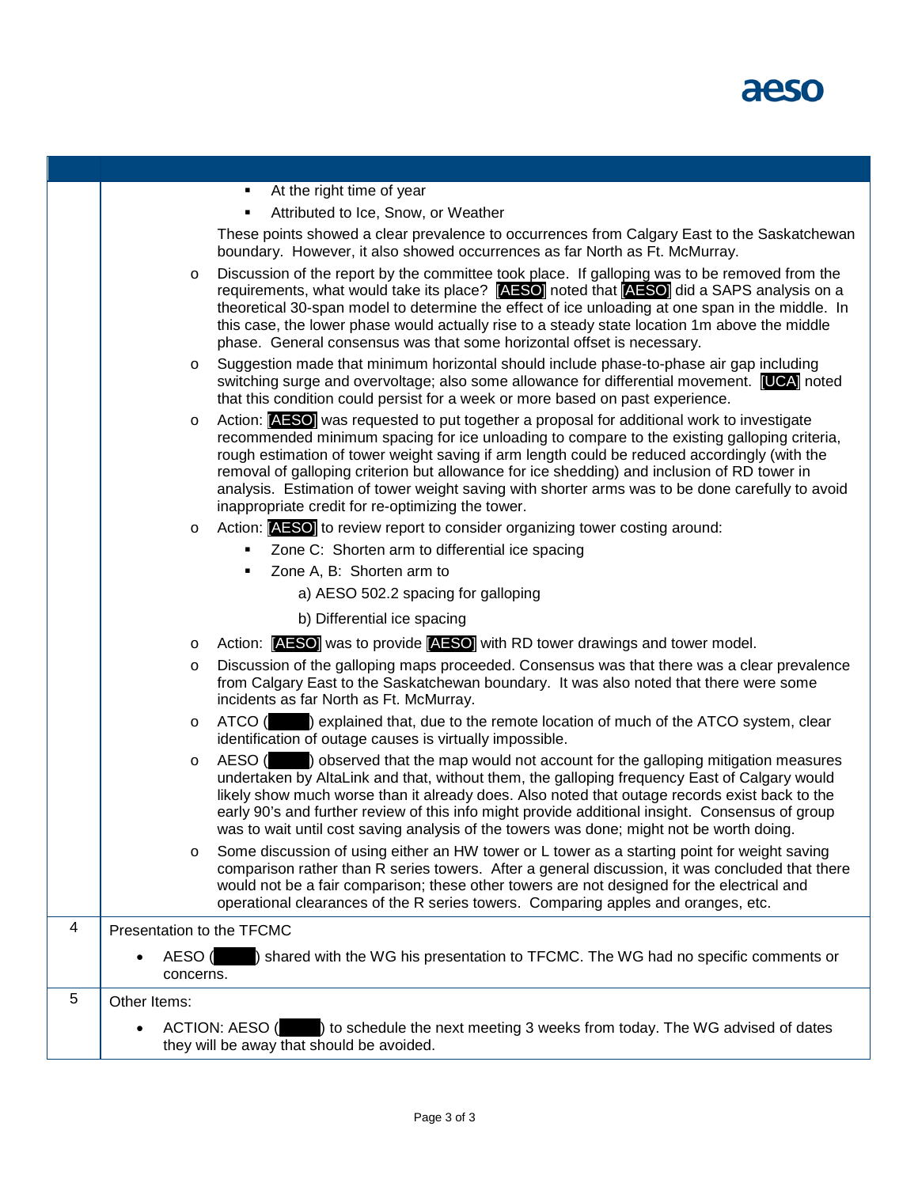| | |
|---|---|
| | ▪ At the right time of year<br>▪ Attributed to Ice, Snow, or Weather<br><br>These points showed a clear prevalence to occurrences from Calgary East to the Saskatchewan boundary. However, it also showed occurrences as far North as Ft. McMurray.<br><br>o Discussion of the report by the committee took place. If galloping was to be removed from the requirements, what would take its place? [AESO] noted that [AESO] did a SAPS analysis on a theoretical 30-span model to determine the effect of ice unloading at one span in the middle. In this case, the lower phase would actually rise to a steady state location 1m above the middle phase. General consensus was that some horizontal offset is necessary.<br><br>o Suggestion made that minimum horizontal should include phase-to-phase air gap including switching surge and overvoltage; also some allowance for differential movement. [UCA] noted that this condition could persist for a week or more based on past experience.<br><br>o Action: [AESO] was requested to put together a proposal for additional work to investigate recommended minimum spacing for ice unloading to compare to the existing galloping criteria, rough estimation of tower weight saving if arm length could be reduced accordingly (with the removal of galloping criterion but allowance for ice shedding) and inclusion of RD tower in analysis. Estimation of tower weight saving with shorter arms was to be done carefully to avoid inappropriate credit for re-optimizing the tower.<br><br>o Action: [AESO] to review report to consider organizing tower costing around:<br>▪ Zone C: Shorten arm to differential ice spacing<br>▪ Zone A, B: Shorten arm to<br>a) AESO 502.2 spacing for galloping<br>b) Differential ice spacing<br><br>o Action: [AESO] was to provide [AESO] with RD tower drawings and tower model.<br><br>o Discussion of the galloping maps proceeded. Consensus was that there was a clear prevalence from Calgary East to the Saskatchewan boundary. It was also noted that there were some incidents as far North as Ft. McMurray.<br><br>o ATCO ( ) explained that, due to the remote location of much of the ATCO system, clear identification of outage causes is virtually impossible.<br><br>o AESO ( ) observed that the map would not account for the galloping mitigation measures undertaken by AltaLink and that, without them, the galloping frequency East of Calgary would likely show much worse than it already does. Also noted that outage records exist back to the early 90's and further review of this info might provide additional insight. Consensus of group was to wait until cost saving analysis of the towers was done; might not be worth doing.<br><br>o Some discussion of using either an HW tower or L tower as a starting point for weight saving comparison rather than R series towers. After a general discussion, it was concluded that there would not be a fair comparison; these other towers are not designed for the electrical and operational clearances of the R series towers. Comparing apples and oranges, etc. |
| 4 | Presentation to the TFCMC<br><br>• AESO ( ) shared with the WG his presentation to TFCMC. The WG had no specific comments or concerns. |
| 5 | Other Items:<br><br>• ACTION: AESO ( ) to schedule the next meeting 3 weeks from today. The WG advised of dates they will be away that should be avoided. |